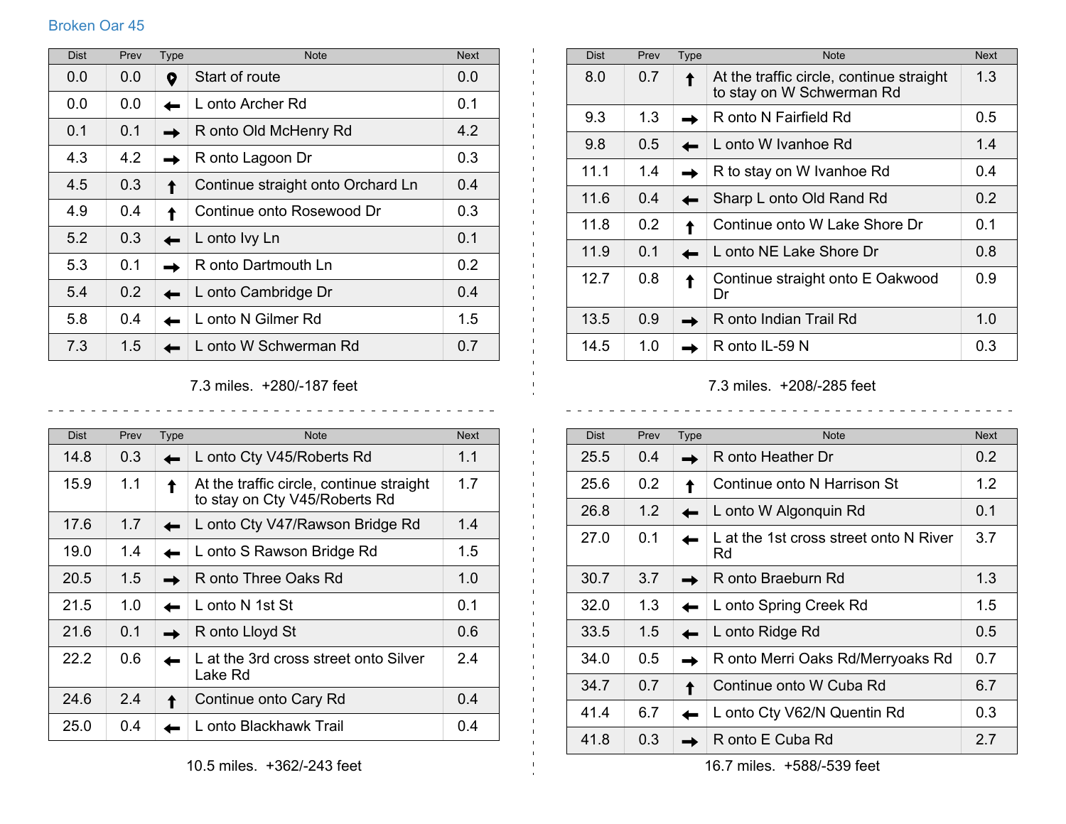# Broken Oar 45

| Dist | Prev | Type | Note | Next |
|---|---|---|---|---|
| 0.0 | 0.0 | 📍 | Start of route | 0.0 |
| 0.0 | 0.0 | ← | L onto Archer Rd | 0.1 |
| 0.1 | 0.1 | → | R onto Old McHenry Rd | 4.2 |
| 4.3 | 4.2 | → | R onto Lagoon Dr | 0.3 |
| 4.5 | 0.3 | ↑ | Continue straight onto Orchard Ln | 0.4 |
| 4.9 | 0.4 | ↑ | Continue onto Rosewood Dr | 0.3 |
| 5.2 | 0.3 | ← | L onto Ivy Ln | 0.1 |
| 5.3 | 0.1 | → | R onto Dartmouth Ln | 0.2 |
| 5.4 | 0.2 | ← | L onto Cambridge Dr | 0.4 |
| 5.8 | 0.4 | ← | L onto N Gilmer Rd | 1.5 |
| 7.3 | 1.5 | ← | L onto W Schwerman Rd | 0.7 |

7.3 miles. +280/-187 feet

| Dist | Prev | Type | Note | Next |
|---|---|---|---|---|
| 8.0 | 0.7 | ↑ | At the traffic circle, continue straight to stay on W Schwerman Rd | 1.3 |
| 9.3 | 1.3 | → | R onto N Fairfield Rd | 0.5 |
| 9.8 | 0.5 | ← | L onto W Ivanhoe Rd | 1.4 |
| 11.1 | 1.4 | → | R to stay on W Ivanhoe Rd | 0.4 |
| 11.6 | 0.4 | ← | Sharp L onto Old Rand Rd | 0.2 |
| 11.8 | 0.2 | ↑ | Continue onto W Lake Shore Dr | 0.1 |
| 11.9 | 0.1 | ← | L onto NE Lake Shore Dr | 0.8 |
| 12.7 | 0.8 | ↑ | Continue straight onto E Oakwood Dr | 0.9 |
| 13.5 | 0.9 | → | R onto Indian Trail Rd | 1.0 |
| 14.5 | 1.0 | → | R onto IL-59 N | 0.3 |

7.3 miles. +208/-285 feet

| Dist | Prev | Type | Note | Next |
|---|---|---|---|---|
| 14.8 | 0.3 | ← | L onto Cty V45/Roberts Rd | 1.1 |
| 15.9 | 1.1 | ↑ | At the traffic circle, continue straight to stay on Cty V45/Roberts Rd | 1.7 |
| 17.6 | 1.7 | ← | L onto Cty V47/Rawson Bridge Rd | 1.4 |
| 19.0 | 1.4 | ← | L onto S Rawson Bridge Rd | 1.5 |
| 20.5 | 1.5 | → | R onto Three Oaks Rd | 1.0 |
| 21.5 | 1.0 | ← | L onto N 1st St | 0.1 |
| 21.6 | 0.1 | → | R onto Lloyd St | 0.6 |
| 22.2 | 0.6 | ← | L at the 3rd cross street onto Silver Lake Rd | 2.4 |
| 24.6 | 2.4 | ↑ | Continue onto Cary Rd | 0.4 |
| 25.0 | 0.4 | ← | L onto Blackhawk Trail | 0.4 |

10.5 miles. +362/-243 feet

| Dist | Prev | Type | Note | Next |
|---|---|---|---|---|
| 25.5 | 0.4 | → | R onto Heather Dr | 0.2 |
| 25.6 | 0.2 | ↑ | Continue onto N Harrison St | 1.2 |
| 26.8 | 1.2 | ← | L onto W Algonquin Rd | 0.1 |
| 27.0 | 0.1 | ← | L at the 1st cross street onto N River Rd | 3.7 |
| 30.7 | 3.7 | → | R onto Braeburn Rd | 1.3 |
| 32.0 | 1.3 | ← | L onto Spring Creek Rd | 1.5 |
| 33.5 | 1.5 | ← | L onto Ridge Rd | 0.5 |
| 34.0 | 0.5 | → | R onto Merri Oaks Rd/Merryoaks Rd | 0.7 |
| 34.7 | 0.7 | ↑ | Continue onto W Cuba Rd | 6.7 |
| 41.4 | 6.7 | ← | L onto Cty V62/N Quentin Rd | 0.3 |
| 41.8 | 0.3 | → | R onto E Cuba Rd | 2.7 |

16.7 miles. +588/-539 feet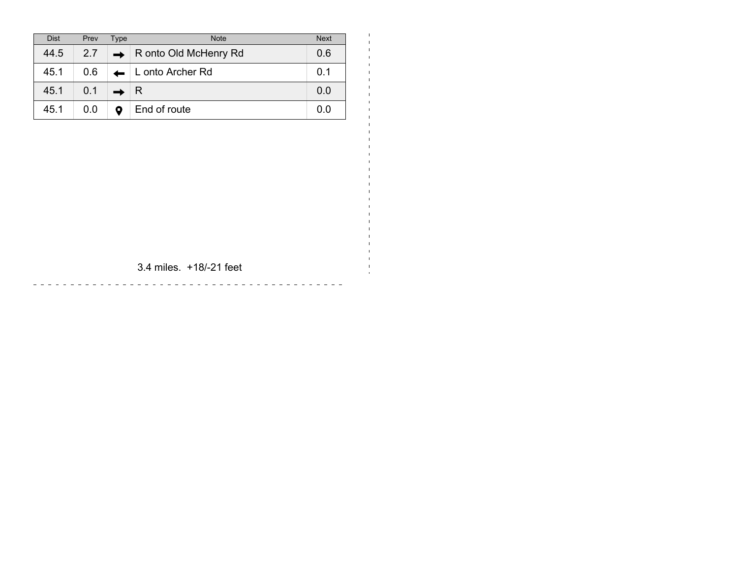| Dist | Prev | Type | Note | Next |
|---|---|---|---|---|
| 44.5 | 2.7 | → | R onto Old McHenry Rd | 0.6 |
| 45.1 | 0.6 | ← | L onto Archer Rd | 0.1 |
| 45.1 | 0.1 | → | R | 0.0 |
| 45.1 | 0.0 | 📍 | End of route | 0.0 |

3.4 miles. +18/-21 feet